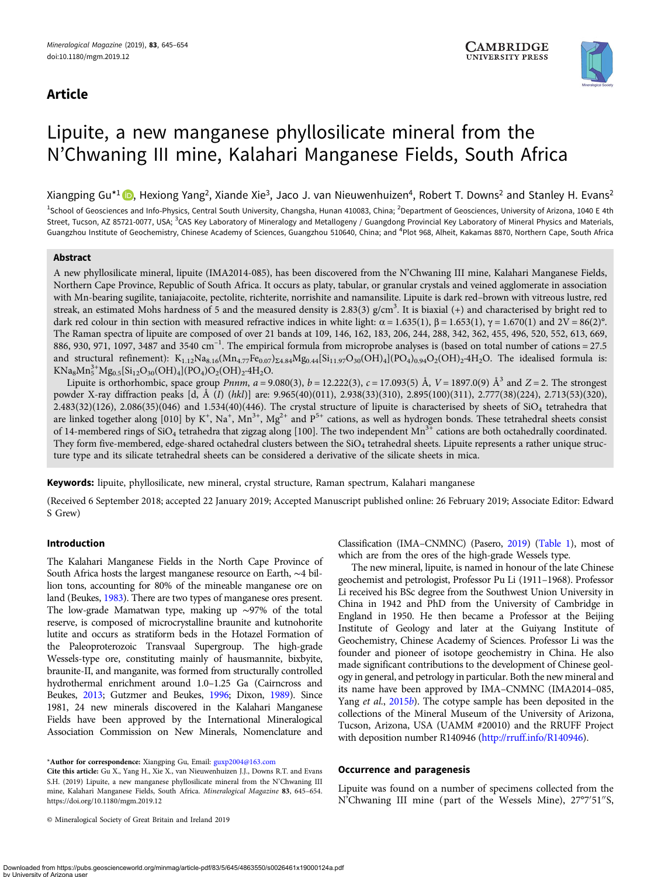## Article

# Lipuite, a new manganese phyllosilicate mineral from the N'Chwaning III mine, Kalahari Manganese Fields, South Africa

Xiangping Gu*[1], Hexiong Yang[2], Xiande Xie[3], Jaco J. van Nieuwenhuizen[4], Robert T. Downs[2] and Stanley H. Evans[2]

[1]School of Geosciences and Info-Physics, Central South University, Changsha, Hunan 410083, China; [2]Department of Geosciences, University of Arizona, 1040 E 4th Street, Tucson, AZ 85721-0077, USA; [3]CAS Key Laboratory of Mineralogy and Metallogeny / Guangdong Provincial Key Laboratory of Mineral Physics and Materials, Guangzhou Institute of Geochemistry, Chinese Academy of Sciences, Guangzhou 510640, China; and [4]Plot 968, Alheit, Kakamas 8870, Northern Cape, South Africa

### Abstract

A new phyllosilicate mineral, lipuite (IMA2014-085), has been discovered from the N'Chwaning III mine, Kalahari Manganese Fields, Northern Cape Province, Republic of South Africa. It occurs as platy, tabular, or granular crystals and veined agglomerate in association with Mn-bearing sugilite, taniajacoite, pectolite, richterite, norrishite and namansilite. Lipuite is dark red–brown with vitreous lustre, red streak, an estimated Mohs hardness of 5 and the measured density is 2.83(3) g/cm$^3$. It is biaxial (+) and characterised by bright red to dark red colour in thin section with measured refractive indices in white light: α = 1.635(1), β = 1.653(1), γ = 1.670(1) and 2V = 86(2)°. The Raman spectra of lipuite are composed of over 21 bands at 109, 146, 162, 183, 206, 244, 288, 342, 362, 455, 496, 520, 552, 613, 669, 886, 930, 971, 1097, 3487 and 3540 cm$^{-1}$. The empirical formula from microprobe analyses is (based on total number of cations = 27.5 and structural refinement): $K_{1.12}Na_{8.16}(Mn_{4.77}Fe_{0.07})_{\Sigma 4.84}Mg_{0.44}[Si_{11.97}O_{30}(OH)_4](PO_4)_{0.94}O_2(OH)_2 \cdot 4H_2O$. The idealised formula is: $KNa_8Mn^{3+}_5Mg_{0.5}[Si_{12}O_{30}(OH)_4](PO_4)O_2(OH)_2 \cdot 4H_2O$.

Lipuite is orthorhombic, space group *Pnnm*, *a* = 9.080(3), *b* = 12.222(3), *c* = 17.093(5) Å, *V* = 1897.0(9) Å$^3$ and *Z* = 2. The strongest powder X-ray diffraction peaks [d, Å (*I*) (*hkl*)] are: 9.965(40)(011), 2.938(33)(310), 2.895(100)(311), 2.777(38)(224), 2.713(53)(320), 2.483(32)(126), 2.086(35)(046) and 1.534(40)(446). The crystal structure of lipuite is characterised by sheets of $SiO_4$ tetrahedra that are linked together along [010] by $K^+$, $Na^+$, $Mn^{3+}$, $Mg^{2+}$ and $P^{5+}$ cations, as well as hydrogen bonds. These tetrahedral sheets consist of 14-membered rings of $SiO_4$ tetrahedra that zigzag along [100]. The two independent $Mn^{3+}$ cations are both octahedrally coordinated. They form five-membered, edge-shared octahedral clusters between the $SiO_4$ tetrahedral sheets. Lipuite represents a rather unique structure type and its silicate tetrahedral sheets can be considered a derivative of the silicate sheets in mica.

**Keywords:** lipuite, phyllosilicate, new mineral, crystal structure, Raman spectrum, Kalahari manganese

(Received 6 September 2018; accepted 22 January 2019; Accepted Manuscript published online: 26 February 2019; Associate Editor: Edward S Grew)

### Introduction

The Kalahari Manganese Fields in the North Cape Province of South Africa hosts the largest manganese resource on Earth, ~4 billion tons, accounting for 80% of the mineable manganese ore on land (Beukes, 1983). There are two types of manganese ores present. The low-grade Mamatwan type, making up ~97% of the total reserve, is composed of microcrystalline braunite and kutnohorite lutite and occurs as stratiform beds in the Hotazel Formation of the Paleoproterozoic Transvaal Supergroup. The high-grade Wessels-type ore, constituting mainly of hausmannite, bixbyite, braunite-II, and manganite, was formed from structurally controlled hydrothermal enrichment around 1.0–1.25 Ga (Cairncross and Beukes, 2013; Gutzmer and Beukes, 1996; Dixon, 1989). Since 1981, 24 new minerals discovered in the Kalahari Manganese Fields have been approved by the International Mineralogical Association Commission on New Minerals, Nomenclature and Classification (IMA–CNMNC) (Pasero, 2019) (Table 1), most of which are from the ores of the high-grade Wessels type.

The new mineral, lipuite, is named in honour of the late Chinese geochemist and petrologist, Professor Pu Li (1911–1968). Professor Li received his BSc degree from the Southwest Union University in China in 1942 and PhD from the University of Cambridge in England in 1950. He then became a Professor at the Beijing Institute of Geology and later at the Guiyang Institute of Geochemistry, Chinese Academy of Sciences. Professor Li was the founder and pioneer of isotope geochemistry in China. He also made significant contributions to the development of Chinese geology in general, and petrology in particular. Both the new mineral and its name have been approved by IMA–CNMNC (IMA2014–085, Yang *et al.*, 2015b). The cotype sample has been deposited in the collections of the Mineral Museum of the University of Arizona, Tucson, Arizona, USA (UAMM #20010) and the RRUFF Project with deposition number R140946 (http://rruff.info/R140946).

### Occurrence and paragenesis

Lipuite was found on a number of specimens collected from the N'Chwaning III mine (part of the Wessels Mine), 27°7′51″S,

*Author for correspondence: Xiangping Gu, Email: guxp2004@163.com

Cite this article: Gu X., Yang H., Xie X., van Nieuwenhuizen J.J., Downs R.T. and Evans S.H. (2019) Lipuite, a new manganese phyllosilicate mineral from the N'Chwaning III mine, Kalahari Manganese Fields, South Africa. *Mineralogical Magazine* **83**, 645–654. https://doi.org/10.1180/mgm.2019.12

© Mineralogical Society of Great Britain and Ireland 2019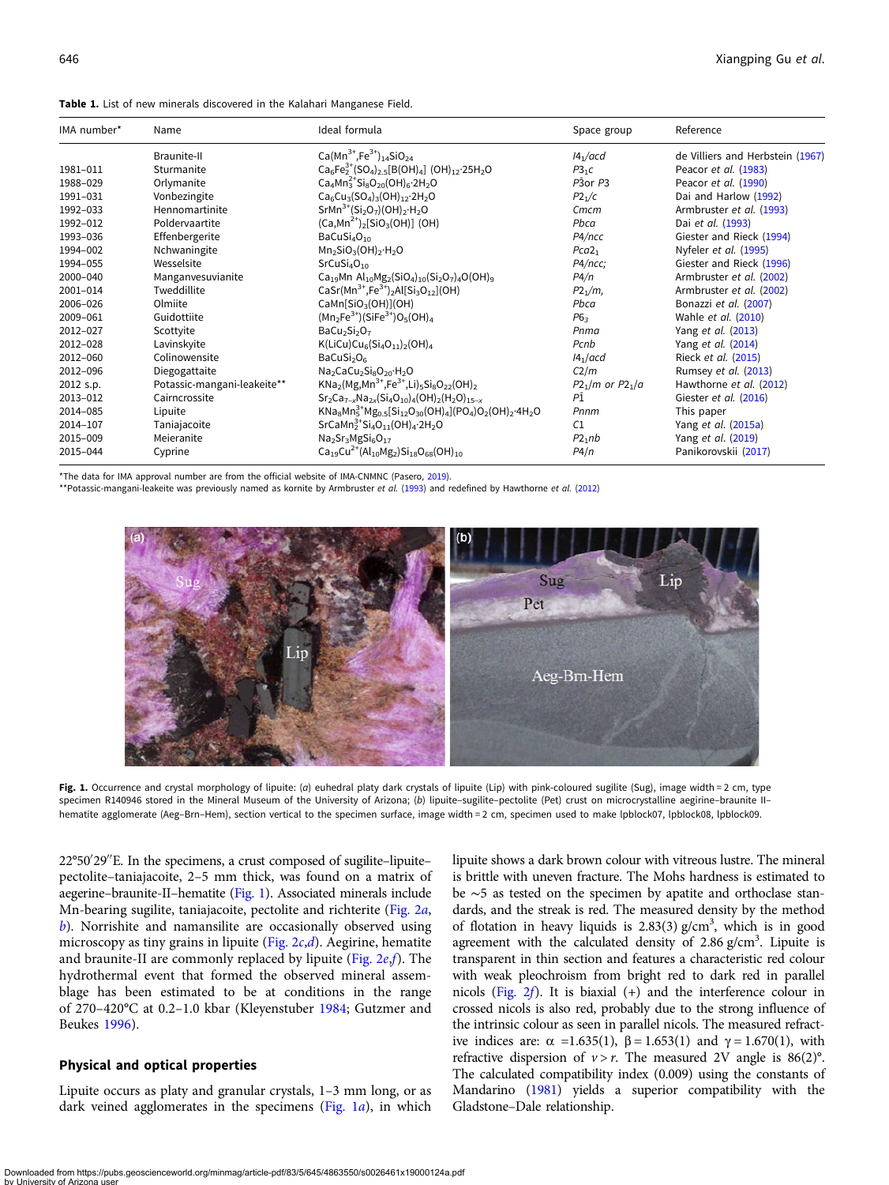**Table 1.** List of new minerals discovered in the Kalahari Manganese Field.

| IMA number* | Name | Ideal formula | Space group | Reference |
|---|---|---|---|---|
| | Braunite-II | $Ca(Mn^{3+},Fe^{3+})_{14}SiO_{24}$ | $I4_1/acd$ | de Villiers and Herbstein (1967) |
| 1981–011 | Sturmanite | $Ca_6Fe_2^{3+}(SO_4)_{2.5}[B(OH)_4]\ (OH)_{12}{\cdot}25H_2O$ | $P3_1c$ | Peacor *et al.* (1983) |
| 1988–029 | Orlymanite | $Ca_4Mn_3^{2+}Si_8O_{20}(OH)_6{\cdot}2H_2O$ | $P\bar{3}$or $P3$ | Peacor *et al.* (1990) |
| 1991–031 | Vonbezingite | $Ca_6Cu_3(SO_4)_3(OH)_{12}{\cdot}2H_2O$ | $P2_1/c$ | Dai and Harlow (1992) |
| 1992–033 | Hennomartinite | $SrMn^{3+}(Si_2O_7)(OH)_2{\cdot}H_2O$ | $Cmcm$ | Armbruster *et al.* (1993) |
| 1992–012 | Poldervaartite | $(Ca,Mn^{2+})_2[SiO_3(OH)]\ (OH)$ | $Pbca$ | Dai *et al.* (1993) |
| 1993–036 | Effenbergerite | $BaCuSi_4O_{10}$ | $P4/ncc$ | Giester and Rieck (1994) |
| 1994–002 | Nchwaningite | $Mn_2SiO_3(OH)_2{\cdot}H_2O$ | $Pca2_1$ | Nyfeler *et al.* (1995) |
| 1994–055 | Wesselsite | $SrCuSi_4O_{10}$ | $P4/ncc;$ | Giester and Rieck (1996) |
| 2000–040 | Manganvesuvianite | $Ca_{19}Mn\ Al_{10}Mg_2(SiO_4)_{10}(Si_2O_7)_4O(OH)_9$ | $P4/n$ | Armbruster *et al.* (2002) |
| 2001–014 | Tweddillite | $CaSr(Mn^{3+},Fe^{3+})_2Al[Si_3O_{12}](OH)$ | $P2_1/m,$ | Armbruster *et al.* (2002) |
| 2006–026 | Olmiite | $CaMn[SiO_3(OH)](OH)$ | $Pbca$ | Bonazzi *et al.* (2007) |
| 2009–061 | Guidottiite | $(Mn_2Fe^{3+})(SiFe^{3+})O_5(OH)_4$ | $P6_3$ | Wahle *et al.* (2010) |
| 2012–027 | Scottyite | $BaCu_2Si_2O_7$ | $Pnma$ | Yang *et al.* (2013) |
| 2012–028 | Lavinskyite | $K(LiCu)Cu_6(Si_4O_{11})_2(OH)_4$ | $Pcnb$ | Yang *et al.* (2014) |
| 2012–060 | Colinowensite | $BaCuSi_2O_6$ | $I4_1/acd$ | Rieck *et al.* (2015) |
| 2012–096 | Diegogattaite | $Na_2CaCu_2Si_8O_{20}{\cdot}H_2O$ | $C2/m$ | Rumsey *et al.* (2013) |
| 2012 s.p. | Potassic-mangani-leakeite** | $KNa_2(Mg,Mn^{3+},Fe^{3+},Li)_5Si_8O_{22}(OH)_2$ | $P2_1/m$ or $P2_1/a$ | Hawthorne *et al.* (2012) |
| 2013–012 | Cairncrossite | $Sr_2Ca_{7-x}Na_{2x}(Si_4O_{10})_4(OH)_2(H_2O)_{15-x}$ | $P\bar{1}$ | Giester *et al.* (2016) |
| 2014–085 | Lipuite | $KNa_8Mn_5^{3+}Mg_{0.5}[Si_{12}O_{30}(OH)_4](PO_4)O_2(OH)_2{\cdot}4H_2O$ | $Pnnm$ | This paper |
| 2014–107 | Taniajacoite | $SrCaMn_2^{3+}Si_4O_{11}(OH)_4{\cdot}2H_2O$ | $C1$ | Yang *et al.* (2015a) |
| 2015–009 | Meieranite | $Na_2Sr_3MgSi_6O_{17}$ | $P2_1nb$ | Yang *et al.* (2019) |
| 2015–044 | Cyprine | $Ca_{19}Cu^{2+}(Al_{10}Mg_2)Si_{18}O_{68}(OH)_{10}$ | $P4/n$ | Panikorovskii (2017) |

*The data for IMA approval number are from the official website of IMA-CNMNC (Pasero, 2019).
**Potassic-mangani-leakeite was previously named as kornite by Armbruster *et al.* (1993) and redefined by Hawthorne *et al.* (2012)

**Fig. 1.** Occurrence and crystal morphology of lipuite: (*a*) euhedral platy dark crystals of lipuite (Lip) with pink-coloured sugilite (Sug), image width = 2 cm, type specimen R140946 stored in the Mineral Museum of the University of Arizona; (*b*) lipuite–sugilite–pectolite (Pet) crust on microcrystalline aegirine–braunite II–hematite agglomerate (Aeg–Brn–Hem), section vertical to the specimen surface, image width = 2 cm, specimen used to make lpblock07, lpblock08, lpblock09.

22°50′29′′E. In the specimens, a crust composed of sugilite–lipuite–pectolite–taniajacoite, 2–5 mm thick, was found on a matrix of aegerine–braunite-II–hematite (Fig. 1). Associated minerals include Mn-bearing sugilite, taniajacoite, pectolite and richterite (Fig. 2*a*, *b*). Norrishite and namansilite are occasionally observed using microscopy as tiny grains in lipuite (Fig. 2*c*,*d*). Aegirine, hematite and braunite-II are commonly replaced by lipuite (Fig. 2*e*,*f*). The hydrothermal event that formed the observed mineral assemblage has been estimated to be at conditions in the range of 270–420°C at 0.2–1.0 kbar (Kleyenstuber 1984; Gutzmer and Beukes 1996).

## Physical and optical properties

Lipuite occurs as platy and granular crystals, 1–3 mm long, or as dark veined agglomerates in the specimens (Fig. 1*a*), in which lipuite shows a dark brown colour with vitreous lustre. The mineral is brittle with uneven fracture. The Mohs hardness is estimated to be ~5 as tested on the specimen by apatite and orthoclase standards, and the streak is red. The measured density by the method of flotation in heavy liquids is 2.83(3) g/cm$^3$, which is in good agreement with the calculated density of 2.86 g/cm$^3$. Lipuite is transparent in thin section and features a characteristic red colour with weak pleochroism from bright red to dark red in parallel nicols (Fig. 2*f*). It is biaxial (+) and the interference colour in crossed nicols is also red, probably due to the strong influence of the intrinsic colour as seen in parallel nicols. The measured refractive indices are: $\alpha$ =1.635(1), $\beta$ = 1.653(1) and $\gamma$ = 1.670(1), with refractive dispersion of $\nu > r$. The measured 2V angle is 86(2)°. The calculated compatibility index (0.009) using the constants of Mandarino (1981) yields a superior compatibility with the Gladstone–Dale relationship.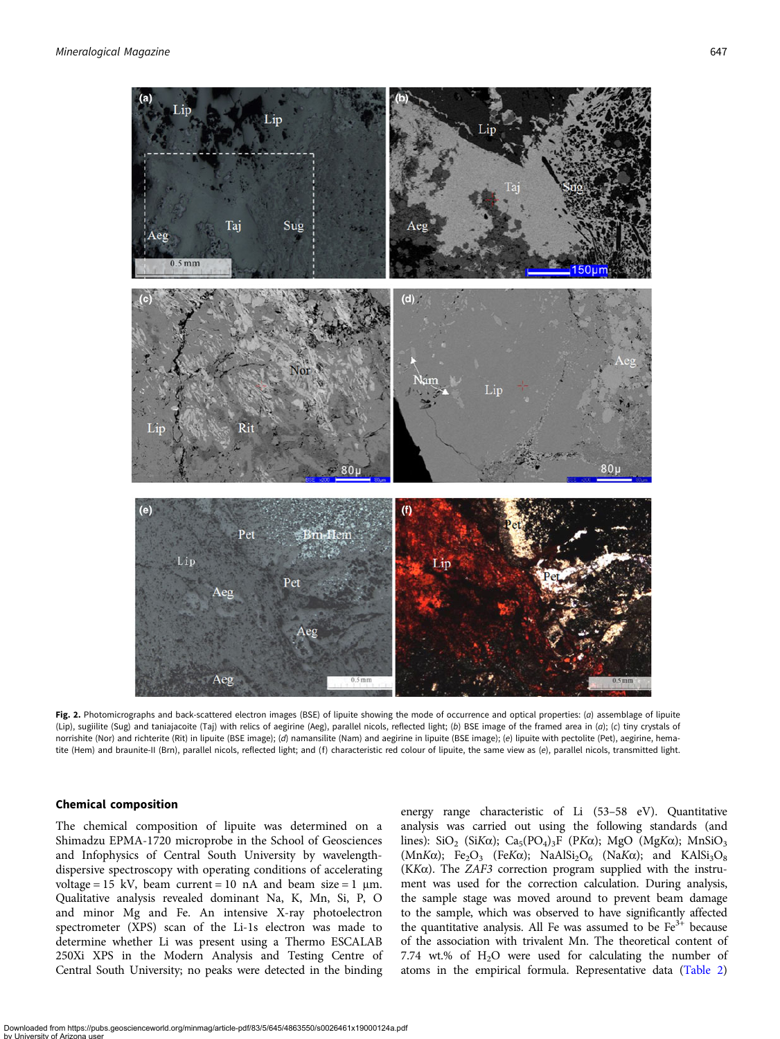**Fig. 2.** Photomicrographs and back-scattered electron images (BSE) of lipuite showing the mode of occurrence and optical properties: (*a*) assemblage of lipuite (Lip), sugiilite (Sug) and taniajacoite (Taj) with relics of aegirine (Aeg), parallel nicols, reflected light; (*b*) BSE image of the framed area in (*a*); (*c*) tiny crystals of norrishite (Nor) and richterite (Rit) in lipuite (BSE image); (*d*) namansilite (Nam) and aegirine in lipuite (BSE image); (*e*) lipuite with pectolite (Pet), aegirine, hematite (Hem) and braunite-II (Brn), parallel nicols, reflected light; and (f) characteristic red colour of lipuite, the same view as (*e*), parallel nicols, transmitted light.

## Chemical composition

The chemical composition of lipuite was determined on a Shimadzu EPMA-1720 microprobe in the School of Geosciences and Infophysics of Central South University by wavelength-dispersive spectroscopy with operating conditions of accelerating voltage = 15 kV, beam current = 10 nA and beam size = 1 μm. Qualitative analysis revealed dominant Na, K, Mn, Si, P, O and minor Mg and Fe. An intensive X-ray photoelectron spectrometer (XPS) scan of the Li-1s electron was made to determine whether Li was present using a Thermo ESCALAB 250Xi XPS in the Modern Analysis and Testing Centre of Central South University; no peaks were detected in the binding energy range characteristic of Li (53–58 eV). Quantitative analysis was carried out using the following standards (and lines): $SiO_2$ (Si*K*α); $Ca_5(PO_4)_3F$ (P*K*α); MgO (Mg*K*α); $MnSiO_3$ (Mn*K*α); $Fe_2O_3$ (Fe*K*α); $NaAlSi_2O_6$ (Na*K*α); and $KAlSi_3O_8$ (K*K*α). The *ZAF3* correction program supplied with the instrument was used for the correction calculation. During analysis, the sample stage was moved around to prevent beam damage to the sample, which was observed to have significantly affected the quantitative analysis. All Fe was assumed to be $Fe^{3+}$ because of the association with trivalent Mn. The theoretical content of 7.74 wt.% of $H_2O$ were used for calculating the number of atoms in the empirical formula. Representative data (Table 2)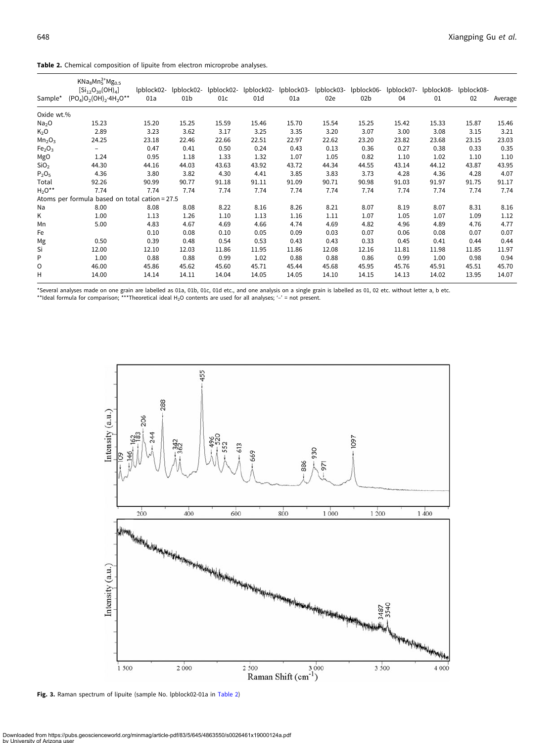**Table 2.** Chemical composition of liputie from electron microprobe analyses.

| Sample* | $KNa_8Mn^{3+}_5Mg_{0.5}$ $[Si_{12}O_{30}(OH)_4]$ $(PO_4)O_2(OH)_2{\cdot}4H_2O$** | lpblock02-01a | lpblock02-01b | lpblock02-01c | lpblock02-01d | lpblock03-01a | lpblock03-02e | lpblock06-02b | lpblock07-04 | lpblock08-01 | lpblock08-02 | Average |
|---|---|---|---|---|---|---|---|---|---|---|---|---|
| Oxide wt.% | | | | | | | | | | | | |
| $Na_2O$ | 15.23 | 15.20 | 15.25 | 15.59 | 15.46 | 15.70 | 15.54 | 15.25 | 15.42 | 15.33 | 15.87 | 15.46 |
| $K_2O$ | 2.89 | 3.23 | 3.62 | 3.17 | 3.25 | 3.35 | 3.20 | 3.07 | 3.00 | 3.08 | 3.15 | 3.21 |
| $Mn_2O_3$ | 24.25 | 23.18 | 22.46 | 22.66 | 22.51 | 22.97 | 22.62 | 23.20 | 23.82 | 23.68 | 23.15 | 23.03 |
| $Fe_2O_3$ | – | 0.47 | 0.41 | 0.50 | 0.24 | 0.43 | 0.13 | 0.36 | 0.27 | 0.38 | 0.33 | 0.35 |
| MgO | 1.24 | 0.95 | 1.18 | 1.33 | 1.32 | 1.07 | 1.05 | 0.82 | 1.10 | 1.02 | 1.10 | 1.10 |
| $SiO_2$ | 44.30 | 44.16 | 44.03 | 43.63 | 43.92 | 43.72 | 44.34 | 44.55 | 43.14 | 44.12 | 43.87 | 43.95 |
| $P_2O_5$ | 4.36 | 3.80 | 3.82 | 4.30 | 4.41 | 3.85 | 3.83 | 3.73 | 4.28 | 4.36 | 4.28 | 4.07 |
| Total | 92.26 | 90.99 | 90.77 | 91.18 | 91.11 | 91.09 | 90.71 | 90.98 | 91.03 | 91.97 | 91.75 | 91.17 |
| $H_2O$** | 7.74 | 7.74 | 7.74 | 7.74 | 7.74 | 7.74 | 7.74 | 7.74 | 7.74 | 7.74 | 7.74 | 7.74 |
| Atoms per formula based on total cation = 27.5 | | | | | | | | | | | | |
| Na | 8.00 | 8.08 | 8.08 | 8.22 | 8.16 | 8.26 | 8.21 | 8.07 | 8.19 | 8.07 | 8.31 | 8.16 |
| K | 1.00 | 1.13 | 1.26 | 1.10 | 1.13 | 1.16 | 1.11 | 1.07 | 1.05 | 1.07 | 1.09 | 1.12 |
| Mn | 5.00 | 4.83 | 4.67 | 4.69 | 4.66 | 4.74 | 4.69 | 4.82 | 4.96 | 4.89 | 4.76 | 4.77 |
| Fe | | 0.10 | 0.08 | 0.10 | 0.05 | 0.09 | 0.03 | 0.07 | 0.06 | 0.08 | 0.07 | 0.07 |
| Mg | 0.50 | 0.39 | 0.48 | 0.54 | 0.53 | 0.43 | 0.43 | 0.33 | 0.45 | 0.41 | 0.44 | 0.44 |
| Si | 12.00 | 12.10 | 12.03 | 11.86 | 11.95 | 11.86 | 12.08 | 12.16 | 11.81 | 11.98 | 11.85 | 11.97 |
| P | 1.00 | 0.88 | 0.88 | 0.99 | 1.02 | 0.88 | 0.88 | 0.86 | 0.99 | 1.00 | 0.98 | 0.94 |
| O | 46.00 | 45.86 | 45.62 | 45.60 | 45.71 | 45.44 | 45.68 | 45.95 | 45.76 | 45.91 | 45.51 | 45.70 |
| H | 14.00 | 14.14 | 14.11 | 14.04 | 14.05 | 14.05 | 14.10 | 14.15 | 14.13 | 14.02 | 13.95 | 14.07 |

*Several analyses made on one grain are labelled as 01a, 01b, 01c, 01d etc., and one analysis on a single grain is labelled as 01, 02 etc. without letter a, b etc.
**Ideal formula for comparison; ***Theoretical ideal $H_2O$ contents are used for all analyses; '–' = not present.

**Fig. 3.** Raman spectrum of liputie (sample No. lpblock02-01a in Table 2)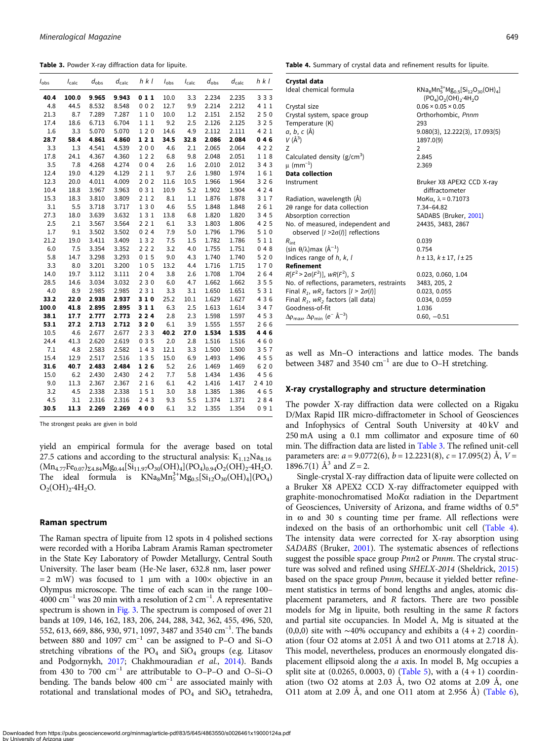**Table 3.** Powder X-ray diffraction data for lipuite.

| $I_{obs}$ | $I_{calc}$ | $d_{obs}$ | $d_{calc}$ | h k l | $I_{obs}$ | $I_{calc}$ | $d_{obs}$ | $d_{calc}$ | h k l |
|---|---|---|---|---|---|---|---|---|---|
| **40.4** | **100.0** | **9.965** | **9.943** | **0 1 1** | 10.0 | 3.3 | 2.234 | 2.235 | 3 3 3 |
| 4.8 | 44.5 | 8.532 | 8.548 | 0 0 2 | 12.7 | 9.9 | 2.214 | 2.212 | 4 1 1 |
| 21.3 | 8.7 | 7.289 | 7.287 | 1 1 0 | 10.0 | 1.2 | 2.151 | 2.152 | 2 5 0 |
| 17.4 | 18.6 | 6.713 | 6.704 | 1 1 1 | 9.2 | 2.5 | 2.126 | 2.125 | 3 2 5 |
| 1.6 | 3.3 | 5.070 | 5.070 | 1 2 0 | 14.6 | 4.9 | 2.112 | 2.111 | 4 2 1 |
| **28.7** | **58.4** | **4.861** | **4.860** | **1 2 1** | **34.5** | **32.8** | **2.086** | **2.084** | **0 4 6** |
| 3.3 | 1.3 | 4.541 | 4.539 | 2 0 0 | 4.6 | 2.1 | 2.065 | 2.064 | 4 2 2 |
| 17.8 | 24.1 | 4.367 | 4.360 | 1 2 2 | 6.8 | 9.8 | 2.048 | 2.051 | 1 1 8 |
| 3.5 | 7.8 | 4.268 | 4.274 | 0 0 4 | 2.6 | 1.6 | 2.010 | 2.012 | 3 4 3 |
| 12.4 | 19.0 | 4.129 | 4.129 | 2 1 1 | 9.7 | 2.6 | 1.980 | 1.974 | 1 6 1 |
| 12.3 | 20.0 | 4.011 | 4.009 | 2 0 2 | 11.6 | 10.5 | 1.966 | 1.964 | 3 2 6 |
| 10.4 | 18.8 | 3.967 | 3.963 | 0 3 1 | 10.9 | 5.2 | 1.902 | 1.904 | 4 2 4 |
| 15.3 | 18.3 | 3.810 | 3.809 | 2 1 2 | 8.1 | 1.1 | 1.876 | 1.878 | 3 1 7 |
| 3.1 | 5.5 | 3.718 | 3.717 | 1 3 0 | 4.6 | 5.5 | 1.848 | 1.848 | 2 6 1 |
| 27.3 | 18.0 | 3.639 | 3.632 | 1 3 1 | 13.8 | 6.8 | 1.820 | 1.820 | 3 4 5 |
| 2.5 | 2.1 | 3.567 | 3.564 | 2 2 1 | 6.1 | 3.3 | 1.803 | 1.806 | 4 2 5 |
| 1.7 | 9.1 | 3.502 | 3.502 | 0 2 4 | 7.9 | 5.0 | 1.796 | 1.796 | 5 1 0 |
| 21.2 | 19.0 | 3.411 | 3.409 | 1 3 2 | 7.5 | 1.5 | 1.782 | 1.786 | 5 1 1 |
| 6.0 | 7.5 | 3.354 | 3.352 | 2 2 2 | 3.2 | 4.0 | 1.755 | 1.751 | 0 4 8 |
| 5.8 | 14.7 | 3.298 | 3.293 | 0 1 5 | 9.0 | 4.3 | 1.740 | 1.740 | 5 2 0 |
| 3.3 | 8.0 | 3.201 | 3.200 | 1 0 5 | 13.2 | 4.4 | 1.716 | 1.715 | 1 7 0 |
| 14.0 | 19.7 | 3.112 | 3.111 | 2 0 4 | 3.8 | 2.6 | 1.708 | 1.704 | 2 6 4 |
| 28.5 | 14.6 | 3.034 | 3.032 | 2 3 0 | 6.0 | 4.7 | 1.662 | 1.662 | 3 5 5 |
| 4.0 | 8.9 | 2.985 | 2.985 | 2 3 1 | 3.3 | 3.1 | 1.650 | 1.651 | 5 3 1 |
| **33.2** | **22.0** | **2.938** | **2.937** | **3 1 0** | 25.2 | 10.1 | 1.629 | 1.627 | 4 3 6 |
| **100.0** | **41.8** | **2.895** | **2.895** | **3 1 1** | 6.3 | 2.5 | 1.613 | 1.614 | 3 4 7 |
| **38.1** | **17.7** | **2.777** | **2.773** | **2 2 4** | 2.8 | 2.3 | 1.598 | 1.597 | 4 5 3 |
| **53.1** | **27.2** | **2.713** | **2.712** | **3 2 0** | 6.1 | 3.9 | 1.555 | 1.557 | 2 6 6 |
| 10.5 | 4.6 | 2.677 | 2.677 | 2 3 3 | **40.2** | **27.0** | **1.534** | **1.535** | **4 4 6** |
| 24.4 | 41.3 | 2.620 | 2.619 | 0 3 5 | 2.0 | 2.8 | 1.516 | 1.516 | 4 6 0 |
| 7.1 | 4.8 | 2.583 | 2.582 | 1 4 3 | 12.1 | 3.3 | 1.500 | 1.500 | 3 5 7 |
| 15.4 | 12.9 | 2.517 | 2.516 | 1 3 5 | 15.0 | 6.9 | 1.493 | 1.496 | 4 5 5 |
| **31.6** | **40.7** | **2.483** | **2.484** | **1 2 6** | 5.2 | 2.6 | 1.469 | 1.469 | 6 2 0 |
| 15.0 | 6.2 | 2.430 | 2.430 | 2 4 2 | 7.7 | 5.8 | 1.434 | 1.436 | 4 5 6 |
| 9.0 | 11.3 | 2.367 | 2.367 | 2 1 6 | 6.1 | 4.2 | 1.416 | 1.417 | 2 4 10 |
| 3.2 | 4.5 | 2.338 | 2.338 | 1 5 1 | 3.0 | 3.8 | 1.385 | 1.386 | 4 6 5 |
| 4.5 | 3.1 | 2.316 | 2.316 | 2 4 3 | 9.3 | 5.5 | 1.374 | 1.371 | 2 8 4 |
| **30.5** | **11.3** | **2.269** | **2.269** | **4 0 0** | 6.1 | 3.2 | 1.355 | 1.354 | 0 9 1 |

The strongest peaks are given in bold

yield an empirical formula for the average based on total 27.5 cations and according to the structural analysis: $K_{1.12}Na_{8.16}(Mn_{4.77}Fe_{0.07})_{\Sigma 4.84}Mg_{0.44}[Si_{11.97}O_{30}(OH)_4](PO_4)_{0.94}O_2(OH)_2{\cdot}4H_2O$. The ideal formula is $KNa_8Mn^{3+}_5Mg_{0.5}[Si_{12}O_{30}(OH)_4](PO_4)O_2(OH)_2{\cdot}4H_2O$.

## Raman spectrum

The Raman spectra of lipuite from 12 spots in 4 polished sections were recorded with a Horiba Labram Aramis Raman spectrometer in the State Key Laboratory of Powder Metallurgy, Central South University. The laser beam (He-Ne laser, 632.8 nm, laser power = 2 mW) was focused to 1 μm with a 100× objective in an Olympus microscope. The time of each scan in the range 100–4000 $cm^{-1}$ was 20 min with a resolution of 2 $cm^{-1}$. A representative spectrum is shown in Fig. 3. The spectrum is composed of over 21 bands at 109, 146, 162, 183, 206, 244, 288, 342, 362, 455, 496, 520, 552, 613, 669, 886, 930, 971, 1097, 3487 and 3540 $cm^{-1}$. The bands between 880 and 1097 $cm^{-1}$ can be assigned to P–O and Si–O stretching vibrations of the $PO_4$ and $SiO_4$ groups (e.g. Litasov and Podgornykh, 2017; Chakhmouradian *et al.*, 2014). Bands from 430 to 700 $cm^{-1}$ are attributable to O–P–O and O–Si–O bending. The bands below 400 $cm^{-1}$ are associated mainly with rotational and translational modes of $PO_4$ and $SiO_4$ tetrahedra, as well as Mn–O interactions and lattice modes. The bands between 3487 and 3540 $cm^{-1}$ are due to O–H stretching.

**Table 4.** Summary of crystal data and refinement results for lipuite.

| | |
|---|---|
| **Crystal data** | |
| Ideal chemical formula | $KNa_8Mn^{3+}_5Mg_{0.5}[Si_{12}O_{30}(OH)_4](PO_4)O_2(OH)_2{\cdot}4H_2O$ |
| Crystal size | 0.06 × 0.05 × 0.05 |
| Crystal system, space group | Orthorhombic, *Pnnm* |
| Temperature (K) | 293 |
| *a*, *b*, *c* (Å) | 9.080(3), 12.222(3), 17.093(5) |
| *V* (Å$^3$) | 1897.0(9) |
| Z | 2 |
| Calculated density (g/cm$^3$) | 2.845 |
| μ (mm$^{-1}$) | 2.369 |
| **Data collection** | |
| Instrument | Bruker X8 APEX2 CCD X-ray diffractometer |
| Radiation, wavelength (Å) | MoKα, λ = 0.71073 |
| 2θ range for data collection | 7.34–64.82 |
| Absorption correction | SADABS (Bruker, 2001) |
| No. of measured, independent and observed [$I > 2\sigma(I)$] reflections | 24435, 3483, 2867 |
| $R_{int}$ | 0.039 |
| (sin θ/λ)max (Å$^{-1}$) | 0.754 |
| Indices range of *h*, *k*, *l* | $h \pm 13$, $k \pm 17$, $l \pm 25$ |
| **Refinement** | |
| $R[F^2 > 2\sigma(F^2)]$, $wR(F^2)$, *S* | 0.023, 0.060, 1.04 |
| No. of reflections, parameters, restraints | 3483, 205, 2 |
| Final $R_1$, $wR_2$ factors [$I > 2\sigma(I)$] | 0.023, 0.055 |
| Final $R_1$, $wR_2$ factors (all data) | 0.034, 0.059 |
| Goodness-of-fit | 1.036 |
| $\Delta\rho_{max}$, $\Delta\rho_{min}$ ($e^-$ Å$^{-3}$) | 0.60, −0.51 |

## X-ray crystallography and structure determination

The powder X-ray diffraction data were collected on a Rigaku D/Max Rapid IIR micro-diffractometer in School of Geosciences and Infophysics of Central South University at 40 kV and 250 mA using a 0.1 mm collimator and exposure time of 60 min. The diffraction data are listed in Table 3. The refined unit-cell parameters are: *a* = 9.0772(6), *b* = 12.2231(8), *c* = 17.095(2) Å, *V* = 1896.7(1) Å$^3$ and *Z* = 2.

Single-crystal X-ray diffraction data of lipuite were collected on a Bruker X8 APEX2 CCD X-ray diffractometer equipped with graphite-monochromatised MoKα radiation in the Department of Geosciences, University of Arizona, and frame widths of 0.5° in ω and 30 s counting time per frame. All reflections were indexed on the basis of an orthorhombic unit cell (Table 4). The intensity data were corrected for X-ray absorption using *SADABS* (Bruker, 2001). The systematic absences of reflections suggest the possible space group *Pnn*2 or *Pnnm*. The crystal structure was solved and refined using *SHELX-2014* (Sheldrick, 2015) based on the space group *Pnnm*, because it yielded better refinement statistics in terms of bond lengths and angles, atomic displacement parameters, and *R* factors. There are two possible models for Mg in lipuite, both resulting in the same *R* factors and partial site occupancies. In Model A, Mg is situated at the (0,0,0) site with ~40% occupancy and exhibits a (4 + 2) coordination (four O2 atoms at 2.051 Å and two O11 atoms at 2.718 Å). This model, nevertheless, produces an enormously elongated displacement ellipsoid along the *a* axis. In model B, Mg occupies a split site at (0.0265, 0.0003, 0) (Table 5), with a (4 + 1) coordination (two O2 atoms at 2.03 Å, two O2 atoms at 2.09 Å, one O11 atom at 2.09 Å, and one O11 atom at 2.956 Å) (Table 6),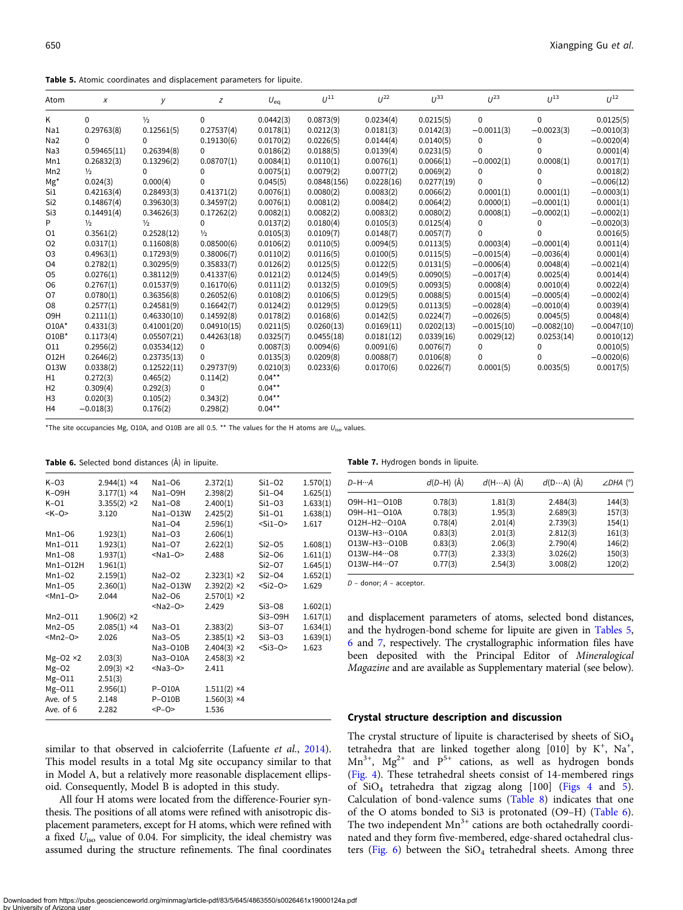**Table 5.** Atomic coordinates and displacement parameters for lipuite.

| Atom | $x$ | $y$ | $z$ | $U_{eq}$ | $U^{11}$ | $U^{22}$ | $U^{33}$ | $U^{23}$ | $U^{13}$ | $U^{12}$ |
|---|---|---|---|---|---|---|---|---|---|---|
| K | 0 | ½ | 0 | 0.0442(3) | 0.0873(9) | 0.0234(4) | 0.0215(5) | 0 | 0 | 0.0125(5) |
| Na1 | 0.29763(8) | 0.12561(5) | 0.27537(4) | 0.0178(1) | 0.0212(3) | 0.0181(3) | 0.0142(3) | −0.0011(3) | −0.0023(3) | −0.0010(3) |
| Na2 | 0 | 0 | 0.19130(6) | 0.0170(2) | 0.0226(5) | 0.0144(4) | 0.0140(5) | 0 | 0 | −0.0020(4) |
| Na3 | 0.59465(11) | 0.26394(8) | 0 | 0.0186(2) | 0.0188(5) | 0.0139(4) | 0.0231(5) | 0 | 0 | 0.0001(4) |
| Mn1 | 0.26832(3) | 0.13296(2) | 0.08707(1) | 0.0084(1) | 0.0110(1) | 0.0076(1) | 0.0066(1) | −0.0002(1) | 0.0008(1) | 0.0017(1) |
| Mn2 | ½ | 0 | 0 | 0.0075(1) | 0.0079(2) | 0.0077(2) | 0.0069(2) | 0 | 0 | 0.0018(2) |
| Mg* | 0.024(3) | 0.000(4) | 0 | 0.045(5) | 0.0848(156) | 0.0228(16) | 0.0277(19) | 0 | 0 | −0.006(12) |
| Si1 | 0.42163(4) | 0.28493(3) | 0.41371(2) | 0.0076(1) | 0.0080(2) | 0.0083(2) | 0.0066(2) | 0.0001(1) | 0.0001(1) | −0.0003(1) |
| Si2 | 0.14867(4) | 0.39630(3) | 0.34597(2) | 0.0076(1) | 0.0081(2) | 0.0084(2) | 0.0064(2) | 0.0000(1) | −0.0001(1) | 0.0001(1) |
| Si3 | 0.14491(4) | 0.34626(3) | 0.17262(2) | 0.0082(1) | 0.0082(2) | 0.0083(2) | 0.0080(2) | 0.0008(1) | −0.0002(1) | −0.0002(1) |
| P | ½ | ½ | 0 | 0.0137(2) | 0.0180(4) | 0.0105(3) | 0.0125(4) | 0 | 0 | −0.0020(3) |
| O1 | 0.3561(2) | 0.2528(12) | ½ | 0.0105(3) | 0.0109(7) | 0.0148(7) | 0.0057(7) | 0 | 0 | 0.0016(5) |
| O2 | 0.0317(1) | 0.11608(8) | 0.08500(6) | 0.0106(2) | 0.0110(5) | 0.0094(5) | 0.0113(5) | 0.0003(4) | −0.0001(4) | 0.0011(4) |
| O3 | 0.4963(1) | 0.17293(9) | 0.38006(7) | 0.0110(2) | 0.0116(5) | 0.0100(5) | 0.0115(5) | −0.0015(4) | −0.0036(4) | 0.0001(4) |
| O4 | 0.2782(1) | 0.30295(9) | 0.35833(7) | 0.0126(2) | 0.0125(5) | 0.0122(5) | 0.0131(5) | −0.0006(4) | 0.0048(4) | −0.0021(4) |
| O5 | 0.0276(1) | 0.38112(9) | 0.41337(6) | 0.0121(2) | 0.0124(5) | 0.0149(5) | 0.0090(5) | −0.0017(4) | 0.0025(4) | 0.0014(4) |
| O6 | 0.2767(1) | 0.01537(9) | 0.16170(6) | 0.0111(2) | 0.0132(5) | 0.0109(5) | 0.0093(5) | 0.0008(4) | 0.0010(4) | 0.0022(4) |
| O7 | 0.0780(1) | 0.36356(8) | 0.26052(6) | 0.0108(2) | 0.0106(5) | 0.0129(5) | 0.0088(5) | 0.0015(4) | −0.0005(4) | −0.0002(4) |
| O8 | 0.2577(1) | 0.24581(9) | 0.16642(7) | 0.0124(2) | 0.0129(5) | 0.0129(5) | 0.0113(5) | −0.0028(4) | −0.0010(4) | 0.0039(4) |
| O9H | 0.2111(1) | 0.46330(10) | 0.14592(8) | 0.0178(2) | 0.0168(6) | 0.0142(5) | 0.0224(7) | −0.0026(5) | 0.0045(5) | 0.0048(4) |
| O10A* | 0.4331(3) | 0.41001(20) | 0.04910(15) | 0.0211(5) | 0.0260(13) | 0.0169(11) | 0.0202(13) | −0.0015(10) | −0.0082(10) | −0.0047(10) |
| O10B* | 0.1173(4) | 0.05507(21) | 0.44263(18) | 0.0325(7) | 0.0455(18) | 0.0181(12) | 0.0339(16) | 0.0029(12) | 0.0253(14) | 0.0010(12) |
| O11 | 0.2956(2) | 0.03534(12) | 0 | 0.0087(3) | 0.0094(6) | 0.0091(6) | 0.0076(7) | 0 | 0 | 0.0010(5) |
| O12H | 0.2646(2) | 0.23735(13) | 0 | 0.0135(3) | 0.0209(8) | 0.0088(7) | 0.0106(8) | 0 | 0 | −0.0020(6) |
| O13W | 0.0338(2) | 0.12522(11) | 0.29737(9) | 0.0210(3) | 0.0233(6) | 0.0170(6) | 0.0226(7) | 0.0001(5) | 0.0035(5) | 0.0017(5) |
| H1 | 0.272(3) | 0.465(2) | 0.114(2) | 0.04** | | | | | | |
| H2 | 0.309(4) | 0.292(3) | 0 | 0.04** | | | | | | |
| H3 | 0.020(3) | 0.105(2) | 0.343(2) | 0.04** | | | | | | |
| H4 | −0.018(3) | 0.176(2) | 0.298(2) | 0.04** | | | | | | |

*The site occupancies Mg, O10A, and O10B are all 0.5. ** The values for the H atoms are $U_{iso}$ values.

**Table 6.** Selected bond distances (Å) in lipuite.

| | | | | | |
|---|---|---|---|---|---|
| K–O3 | 2.944(1) ×4 | Na1–O6 | 2.372(1) | Si1–O2 | 1.570(1) |
| K–O9H | 3.177(1) ×4 | Na1–O9H | 2.398(2) | Si1–O4 | 1.625(1) |
| K–O1 | 3.355(2) ×2 | Na1–O8 | 2.400(1) | Si1–O3 | 1.633(1) |
| <K–O> | 3.120 | Na1–O13W | 2.425(2) | Si1–O1 | 1.638(1) |
| | | Na1–O4 | 2.596(1) | <Si1–O> | 1.617 |
| Mn1–O6 | 1.923(1) | Na1–O3 | 2.606(1) | | |
| Mn1–O11 | 1.923(1) | Na1–O7 | 2.622(1) | Si2–O5 | 1.608(1) |
| Mn1–O8 | 1.937(1) | <Na1–O> | 2.488 | Si2–O6 | 1.611(1) |
| Mn1–O12H | 1.961(1) | | | Si2–O7 | 1.645(1) |
| Mn1–O2 | 2.159(1) | Na2–O2 | 2.323(1) ×2 | Si2–O4 | 1.652(1) |
| Mn1–O5 | 2.360(1) | Na2–O13W | 2.392(2) ×2 | <Si2–O> | 1.629 |
| <Mn1–O> | 2.044 | Na2–O6 | 2.570(1) ×2 | | |
| | | <Na2–O> | 2.429 | Si3–O8 | 1.602(1) |
| Mn2–O11 | 1.906(2) ×2 | | | Si3–O9H | 1.617(1) |
| Mn2–O5 | 2.085(1) ×4 | Na3–O1 | 2.383(2) | Si3–O7 | 1.634(1) |
| <Mn2–O> | 2.026 | Na3–O5 | 2.385(1) ×2 | Si3–O3 | 1.639(1) |
| | | Na3–O10B | 2.404(3) ×2 | <Si3–O> | 1.623 |
| Mg–O2 ×2 | 2.03(3) | Na3–O10A | 2.458(3) ×2 | | |
| Mg–O2 | 2.09(3) ×2 | <Na3–O> | 2.411 | | |
| Mg–O11 | 2.51(3) | | | | |
| Mg–O11 | 2.956(1) | P–O10A | 1.511(2) ×4 | | |
| Ave. of 5 | 2.148 | P–O10B | 1.560(3) ×4 | | |
| Ave. of 6 | 2.282 | <P–O> | 1.536 | | |

**Table 7.** Hydrogen bonds in lipuite.

| D–H···A | d(D–H) (Å) | d(H···A) (Å) | d(D···A) (Å) | ∠DHA (°) |
|---|---|---|---|---|
| O9H–H1···O10B | 0.78(3) | 1.81(3) | 2.484(3) | 144(3) |
| O9H–H1···O10A | 0.78(3) | 1.95(3) | 2.689(3) | 157(3) |
| O12H–H2···O10A | 0.78(4) | 2.01(4) | 2.739(3) | 154(1) |
| O13W–H3···O10A | 0.83(3) | 2.01(3) | 2.812(3) | 161(3) |
| O13W–H3···O10B | 0.83(3) | 2.06(3) | 2.790(4) | 146(2) |
| O13W–H4···O8 | 0.77(3) | 2.33(3) | 3.026(2) | 150(3) |
| O13W–H4···O7 | 0.77(3) | 2.54(3) | 3.008(2) | 120(2) |

D – donor; A – acceptor.

similar to that observed in calcioferrite (Lafuente *et al.*, 2014). This model results in a total Mg site occupancy similar to that in Model A, but a relatively more reasonable displacement ellipsoid. Consequently, Model B is adopted in this study.

All four H atoms were located from the difference-Fourier synthesis. The positions of all atoms were refined with anisotropic displacement parameters, except for H atoms, which were refined with a fixed $U_{iso}$ value of 0.04. For simplicity, the ideal chemistry was assumed during the structure refinements. The final coordinates and displacement parameters of atoms, selected bond distances, and the hydrogen-bond scheme for lipuite are given in Tables 5, 6 and 7, respectively. The crystallographic information files have been deposited with the Principal Editor of *Mineralogical Magazine* and are available as Supplementary material (see below).

## Crystal structure description and discussion

The crystal structure of lipuite is characterised by sheets of $SiO_4$ tetrahedra that are linked together along [010] by $K^+$, $Na^+$, $Mn^{3+}$, $Mg^{2+}$ and $P^{5+}$ cations, as well as hydrogen bonds (Fig. 4). These tetrahedral sheets consist of 14-membered rings of $SiO_4$ tetrahedra that zigzag along [100] (Figs 4 and 5). Calculation of bond-valence sums (Table 8) indicates that one of the O atoms bonded to Si3 is protonated (O9–H) (Table 6). The two independent $Mn^{3+}$ cations are both octahedrally coordinated and they form five-membered, edge-shared octahedral clusters (Fig. 6) between the $SiO_4$ tetrahedral sheets. Among three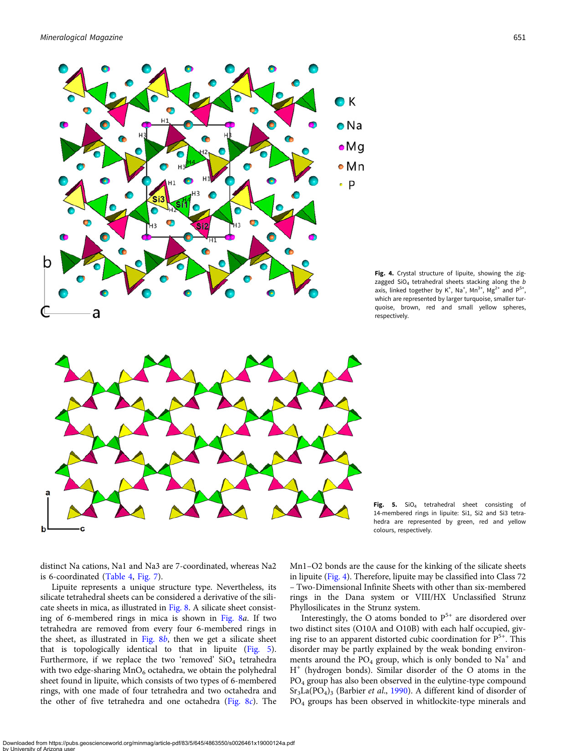Fig. 4. Crystal structure of lipuite, showing the zigzagged $SiO_4$ tetrahedral sheets stacking along the *b* axis, linked together by $K^+$, $Na^+$, $Mn^{3+}$, $Mg^{2+}$ and $P^{5+}$, which are represented by larger turquoise, smaller turquoise, brown, red and small yellow spheres, respectively.

Fig. 5. $SiO_4$ tetrahedral sheet consisting of 14-membered rings in lipuite: Si1, Si2 and Si3 tetrahedra are represented by green, red and yellow colours, respectively.

distinct Na cations, Na1 and Na3 are 7-coordinated, whereas Na2 is 6-coordinated (Table 4, Fig. 7).

Lipuite represents a unique structure type. Nevertheless, its silicate tetrahedral sheets can be considered a derivative of the silicate sheets in mica, as illustrated in Fig. 8. A silicate sheet consisting of 6-membered rings in mica is shown in Fig. 8*a*. If two tetrahedra are removed from every four 6-membered rings in the sheet, as illustrated in Fig. 8*b*, then we get a silicate sheet that is topologically identical to that in lipuite (Fig. 5). Furthermore, if we replace the two 'removed' $SiO_4$ tetrahedra with two edge-sharing $MnO_6$ octahedra, we obtain the polyhedral sheet found in lipuite, which consists of two types of 6-membered rings, with one made of four tetrahedra and two octahedra and the other of five tetrahedra and one octahedra (Fig. 8*c*). The Mn1–O2 bonds are the cause for the kinking of the silicate sheets in lipuite (Fig. 4). Therefore, lipuite may be classified into Class 72 – Two-Dimensional Infinite Sheets with other than six-membered rings in the Dana system or VIII/HX Unclassified Strunz Phyllosilicates in the Strunz system.

Interestingly, the O atoms bonded to $P^{5+}$ are disordered over two distinct sites (O10A and O10B) with each half occupied, giving rise to an apparent distorted cubic coordination for $P^{5+}$. This disorder may be partly explained by the weak bonding environments around the $PO_4$ group, which is only bonded to $Na^+$ and $H^+$ (hydrogen bonds). Similar disorder of the O atoms in the $PO_4$ group has also been observed in the eulytine-type compound $Sr_3La(PO_4)_3$ (Barbier *et al.*, 1990). A different kind of disorder of $PO_4$ groups has been observed in whitlockite-type minerals and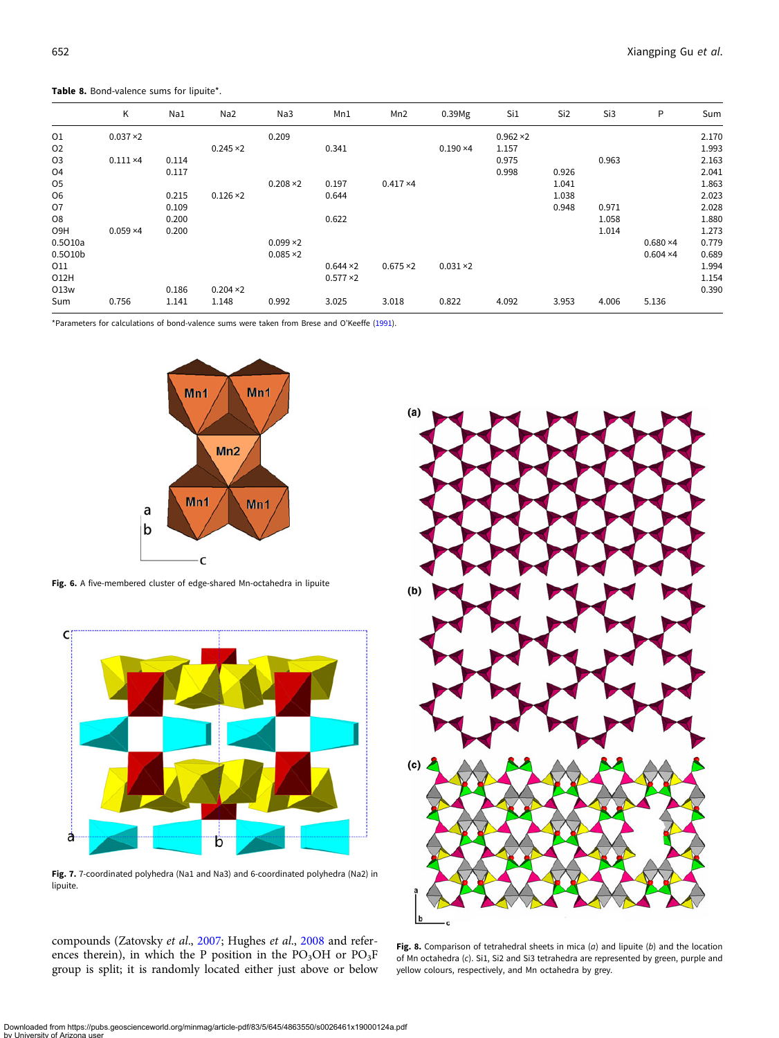**Table 8.** Bond-valence sums for lipuite*.

| | K | Na1 | Na2 | Na3 | Mn1 | Mn2 | 0.39Mg | Si1 | Si2 | Si3 | P | Sum |
|---|---|---|---|---|---|---|---|---|---|---|---|---|
| O1 | 0.037 ×2 | | | 0.209 | | | | 0.962 ×2 | | | | 2.170 |
| O2 | | | 0.245 ×2 | | 0.341 | | 0.190 ×4 | 1.157 | | | | 1.993 |
| O3 | 0.111 ×4 | 0.114 | | | | | | 0.975 | | 0.963 | | 2.163 |
| O4 | | 0.117 | | | | | | 0.998 | 0.926 | | | 2.041 |
| O5 | | | | 0.208 ×2 | 0.197 | 0.417 ×4 | | | 1.041 | | | 1.863 |
| O6 | | 0.215 | 0.126 ×2 | | 0.644 | | | | 1.038 | | | 2.023 |
| O7 | | 0.109 | | | | | | | 0.948 | 0.971 | | 2.028 |
| O8 | | 0.200 | | | 0.622 | | | | | 1.058 | | 1.880 |
| O9H | 0.059 ×4 | 0.200 | | | | | | | | 1.014 | | 1.273 |
| 0.5O10a | | | | 0.099 ×2 | | | | | | | 0.680 ×4 | 0.779 |
| 0.5O10b | | | | 0.085 ×2 | | | | | | | 0.604 ×4 | 0.689 |
| O11 | | | | | 0.644 ×2 | 0.675 ×2 | 0.031 ×2 | | | | | 1.994 |
| O12H | | | | | 0.577 ×2 | | | | | | | 1.154 |
| O13w | | 0.186 | 0.204 ×2 | | | | | | | | | 0.390 |
| Sum | 0.756 | 1.141 | 1.148 | 0.992 | 3.025 | 3.018 | 0.822 | 4.092 | 3.953 | 4.006 | 5.136 | |

*Parameters for calculations of bond-valence sums were taken from Brese and O'Keeffe (1991).

**Fig. 6.** A five-membered cluster of edge-shared Mn-octahedra in lipuite

**Fig. 7.** 7-coordinated polyhedra (Na1 and Na3) and 6-coordinated polyhedra (Na2) in lipuite.

**Fig. 8.** Comparison of tetrahedral sheets in mica (*a*) and lipuite (*b*) and the location of Mn octahedra (*c*). Si1, Si2 and Si3 tetrahedra are represented by green, purple and yellow colours, respectively, and Mn octahedra by grey.

compounds (Zatovsky *et al*., 2007; Hughes *et al*., 2008 and references therein), in which the P position in the $PO_3OH$ or $PO_3F$ group is split; it is randomly located either just above or below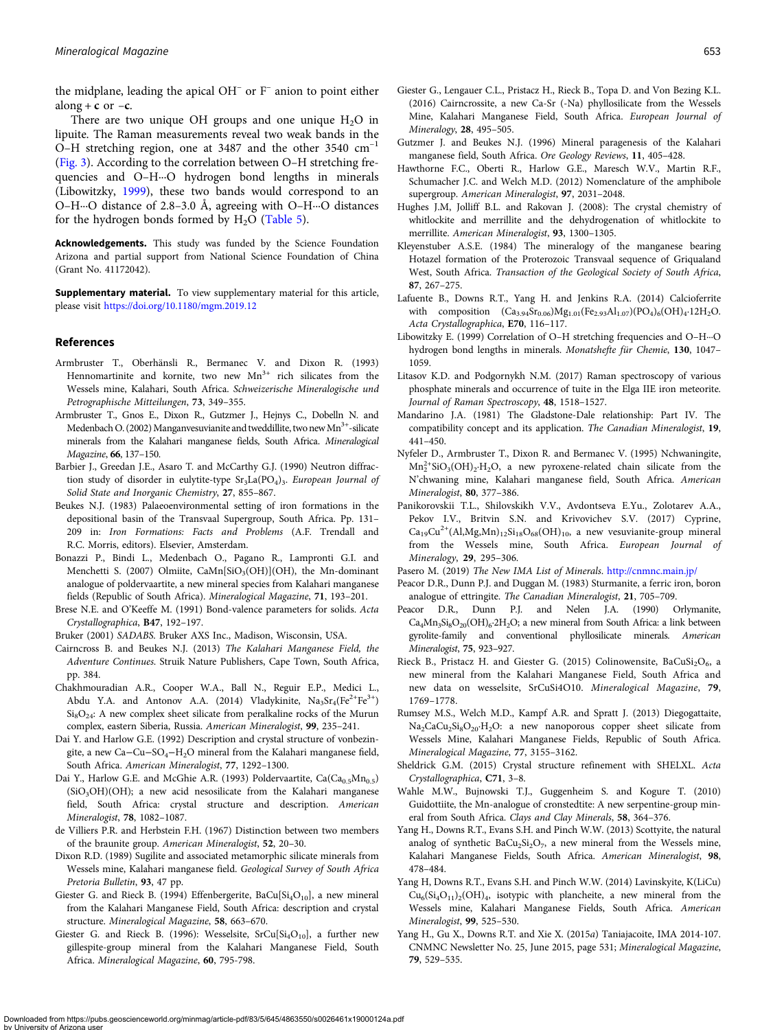the midplane, leading the apical $OH^-$ or $F^-$ anion to point either along + **c** or −**c**.

There are two unique OH groups and one unique $H_2O$ in lipuite. The Raman measurements reveal two weak bands in the O–H stretching region, one at 3487 and the other 3540 $cm^{-1}$ (Fig. 3). According to the correlation between O–H stretching frequencies and O–H···O hydrogen bond lengths in minerals (Libowitzky, 1999), these two bands would correspond to an O–H···O distance of 2.8–3.0 Å, agreeing with O–H···O distances for the hydrogen bonds formed by $H_2O$ (Table 5).

**Acknowledgements.** This study was funded by the Science Foundation Arizona and partial support from National Science Foundation of China (Grant No. 41172042).

**Supplementary material.** To view supplementary material for this article, please visit https://doi.org/10.1180/mgm.2019.12

## References

Armbruster T., Oberhänsli R., Bermanec V. and Dixon R. (1993) Hennomartinite and kornite, two new $Mn^{3+}$ rich silicates from the Wessels mine, Kalahari, South Africa. *Schweizerische Mineralogische und Petrographische Mitteilungen*, **73**, 349–355.

Armbruster T., Gnos E., Dixon R., Gutzmer J., Hejnys C., Dobelln N. and Medenbach O. (2002) Manganvesuvianite and tweddillite, two new $Mn^{3+}$-silicate minerals from the Kalahari manganese fields, South Africa. *Mineralogical Magazine*, **66**, 137–150.

Barbier J., Greedan J.E., Asaro T. and McCarthy G.J. (1990) Neutron diffraction study of disorder in eulytite-type $Sr_3La(PO_4)_3$. *European Journal of Solid State and Inorganic Chemistry*, **27**, 855–867.

Beukes N.J. (1983) Palaeoenvironmental setting of iron formations in the depositional basin of the Transvaal Supergroup, South Africa. Pp. 131–209 in: *Iron Formations: Facts and Problems* (A.F. Trendall and R.C. Morris, editors). Elsevier, Amsterdam.

Bonazzi P., Bindi L., Medenbach O., Pagano R., Lampronti G.I. and Menchetti S. (2007) Olmiite, $CaMn[SiO_3(OH)](OH)$, the Mn-dominant analogue of poldervaartite, a new mineral species from Kalahari manganese fields (Republic of South Africa). *Mineralogical Magazine*, **71**, 193–201.

Brese N.E. and O'Keeffe M. (1991) Bond-valence parameters for solids. *Acta Crystallographica*, **B47**, 192–197.

Bruker (2001) *SADABS*. Bruker AXS Inc., Madison, Wisconsin, USA.

Cairncross B. and Beukes N.J. (2013) *The Kalahari Manganese Field, the Adventure Continues*. Struik Nature Publishers, Cape Town, South Africa, pp. 384.

Chakhmouradian A.R., Cooper W.A., Ball N., Reguir E.P., Medici L., Abdu Y.A. and Antonov A.A. (2014) Vladykinite, $Na_3Sr_4(Fe^{2+}Fe^{3+})Si_8O_{24}$: A new complex sheet silicate from peralkaline rocks of the Murun complex, eastern Siberia, Russia. *American Mineralogist*, **99**, 235–241.

Dai Y. and Harlow G.E. (1992) Description and crystal structure of vonbezingite, a new Ca–Cu–$SO_4$–$H_2O$ mineral from the Kalahari manganese field, South Africa. *American Mineralogist*, **77**, 1292–1300.

Dai Y., Harlow G.E. and McGhie A.R. (1993) Poldervaartite, $Ca(Ca_{0.5}Mn_{0.5})(SiO_3OH)(OH)$; a new acid nesosilicate from the Kalahari manganese field, South Africa: crystal structure and description. *American Mineralogist*, **78**, 1082–1087.

de Villiers P.R. and Herbstein F.H. (1967) Distinction between two members of the braunite group. *American Mineralogist*, **52**, 20–30.

Dixon R.D. (1989) Sugilite and associated metamorphic silicate minerals from Wessels mine, Kalahari manganese field. *Geological Survey of South Africa Pretoria Bulletin*, **93**, 47 pp.

Giester G. and Rieck B. (1994) Effenbergerite, $BaCu[Si_4O_{10}]$, a new mineral from the Kalahari Manganese Field, South Africa: description and crystal structure. *Mineralogical Magazine*, **58**, 663–670.

Giester G. and Rieck B. (1996): Wesselsite, $SrCu[Si_4O_{10}]$, a further new gillespite-group mineral from the Kalahari Manganese Field, South Africa. *Mineralogical Magazine*, **60**, 795-798.

Giester G., Lengauer C.L., Pristacz H., Rieck B., Topa D. and Von Bezing K.L. (2016) Cairncrossite, a new Ca-Sr (-Na) phyllosilicate from the Wessels Mine, Kalahari Manganese Field, South Africa. *European Journal of Mineralogy*, **28**, 495–505.

Gutzmer J. and Beukes N.J. (1996) Mineral paragenesis of the Kalahari manganese field, South Africa. *Ore Geology Reviews*, **11**, 405–428.

Hawthorne F.C., Oberti R., Harlow G.E., Maresch W.V., Martin R.F., Schumacher J.C. and Welch M.D. (2012) Nomenclature of the amphibole supergroup. *American Mineralogist*, **97**, 2031–2048.

Hughes J.M, Jolliff B.L. and Rakovan J. (2008): The crystal chemistry of whitlockite and merrillite and the dehydrogenation of whitlockite to merrillite. *American Mineralogist*, **93**, 1300–1305.

Kleyenstuber A.S.E. (1984) The mineralogy of the manganese bearing Hotazel formation of the Proterozoic Transvaal sequence of Griqualand West, South Africa. *Transaction of the Geological Society of South Africa*, **87**, 267–275.

Lafuente B., Downs R.T., Yang H. and Jenkins R.A. (2014) Calcioferrite with composition $(Ca_{3.94}Sr_{0.06})Mg_{1.01}(Fe_{2.93}Al_{1.07})(PO_4)_6(OH)_4{\cdot}12H_2O$. *Acta Crystallographica*, **E70**, 116–117.

Libowitzky E. (1999) Correlation of O–H stretching frequencies and O–H···O hydrogen bond lengths in minerals. *Monatshefte für Chemie*, **130**, 1047–1059.

Litasov K.D. and Podgornykh N.M. (2017) Raman spectroscopy of various phosphate minerals and occurrence of tuite in the Elga IIE iron meteorite. *Journal of Raman Spectroscopy*, **48**, 1518–1527.

Mandarino J.A. (1981) The Gladstone-Dale relationship: Part IV. The compatibility concept and its application. *The Canadian Mineralogist*, **19**, 441–450.

Nyfeler D., Armbruster T., Dixon R. and Bermanec V. (1995) Nchwaningite, $Mn_2^{2+}SiO_3(OH)_2{\cdot}H_2O$, a new pyroxene-related chain silicate from the N'chwaning mine, Kalahari manganese field, South Africa. *American Mineralogist*, **80**, 377–386.

Panikorovskii T.L., Shilovskikh V.V., Avdontseva E.Yu., Zolotarev A.A., Pekov I.V., Britvin S.N. and Krivovichev S.V. (2017) Cyprine, $Ca_{19}Cu^{2+}(Al,Mg,Mn)_{12}Si_{18}O_{68}(OH)_{10}$, a new vesuvianite-group mineral from the Wessels mine, South Africa. *European Journal of Mineralogy*, **29**, 295–306.

Pasero M. (2019) *The New IMA List of Minerals*. http://cnmnc.main.jp/

Peacor D.R., Dunn P.J. and Duggan M. (1983) Sturmanite, a ferric iron, boron analogue of ettringite. *The Canadian Mineralogist*, **21**, 705–709.

Peacor D.R., Dunn P.J. and Nelen J.A. (1990) Orlymanite, $Ca_4Mn_3Si_8O_{20}(OH)_6{\cdot}2H_2O$; a new mineral from South Africa: a link between gyrolite-family and conventional phyllosilicate minerals. *American Mineralogist*, **75**, 923–927.

Rieck B., Pristacz H. and Giester G. (2015) Colinowensite, $BaCuSi_2O_6$, a new mineral from the Kalahari Manganese Field, South Africa and new data on wesselsite, $SrCuSi4O10$. *Mineralogical Magazine*, **79**, 1769–1778.

Rumsey M.S., Welch M.D., Kampf A.R. and Spratt J. (2013) Diegogattaite, $Na_2CaCu_2Si_8O_{20}{\cdot}H_2O$: a new nanoporous copper sheet silicate from Wessels Mine, Kalahari Manganese Fields, Republic of South Africa. *Mineralogical Magazine*, **77**, 3155–3162.

Sheldrick G.M. (2015) Crystal structure refinement with SHELXL. *Acta Crystallographica*, **C71**, 3–8.

Wahle M.W., Bujnowski T.J., Guggenheim S. and Kogure T. (2010) Guidottiite, the Mn-analogue of cronstedtite: A new serpentine-group mineral from South Africa. *Clays and Clay Minerals*, **58**, 364–376.

Yang H., Downs R.T., Evans S.H. and Pinch W.W. (2013) Scottyite, the natural analog of synthetic $BaCu_2Si_2O_7$, a new mineral from the Wessels mine, Kalahari Manganese Fields, South Africa. *American Mineralogist*, **98**, 478–484.

Yang H, Downs R.T., Evans S.H. and Pinch W.W. (2014) Lavinskyite, $K(LiCu)Cu_6(Si_4O_{11})_2(OH)_4$, isotypic with plancheite, a new mineral from the Wessels mine, Kalahari Manganese Fields, South Africa. *American Mineralogist*, **99**, 525–530.

Yang H., Gu X., Downs R.T. and Xie X. (2015*a*) Taniajacoite, IMA 2014-107. CNMNC Newsletter No. 25, June 2015, page 531; *Mineralogical Magazine*, **79**, 529–535.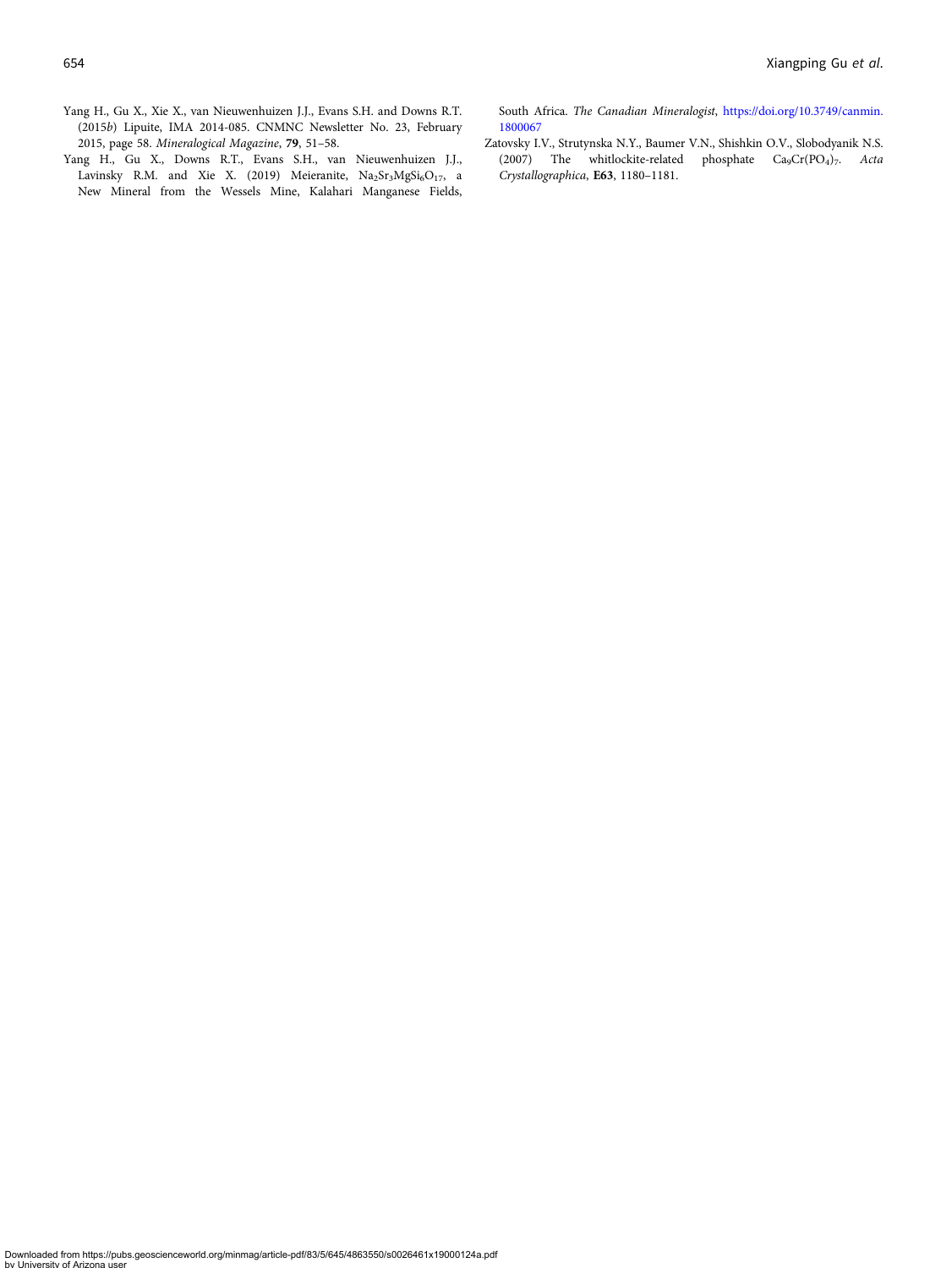Yang H., Gu X., Xie X., van Nieuwenhuizen J.J., Evans S.H. and Downs R.T. (2015*b*) Lipuite, IMA 2014-085. CNMNC Newsletter No. 23, February 2015, page 58. *Mineralogical Magazine*, **79**, 51–58.

Yang H., Gu X., Downs R.T., Evans S.H., van Nieuwenhuizen J.J., Lavinsky R.M. and Xie X. (2019) Meieranite, $Na_2Sr_3MgSi_6O_{17}$, a New Mineral from the Wessels Mine, Kalahari Manganese Fields, South Africa. *The Canadian Mineralogist*, https://doi.org/10.3749/canmin.1800067

Zatovsky I.V., Strutynska N.Y., Baumer V.N., Shishkin O.V., Slobodyanik N.S. (2007) The whitlockite-related phosphate $Ca_9Cr(PO_4)_7$. *Acta Crystallographica*, **E63**, 1180–1181.